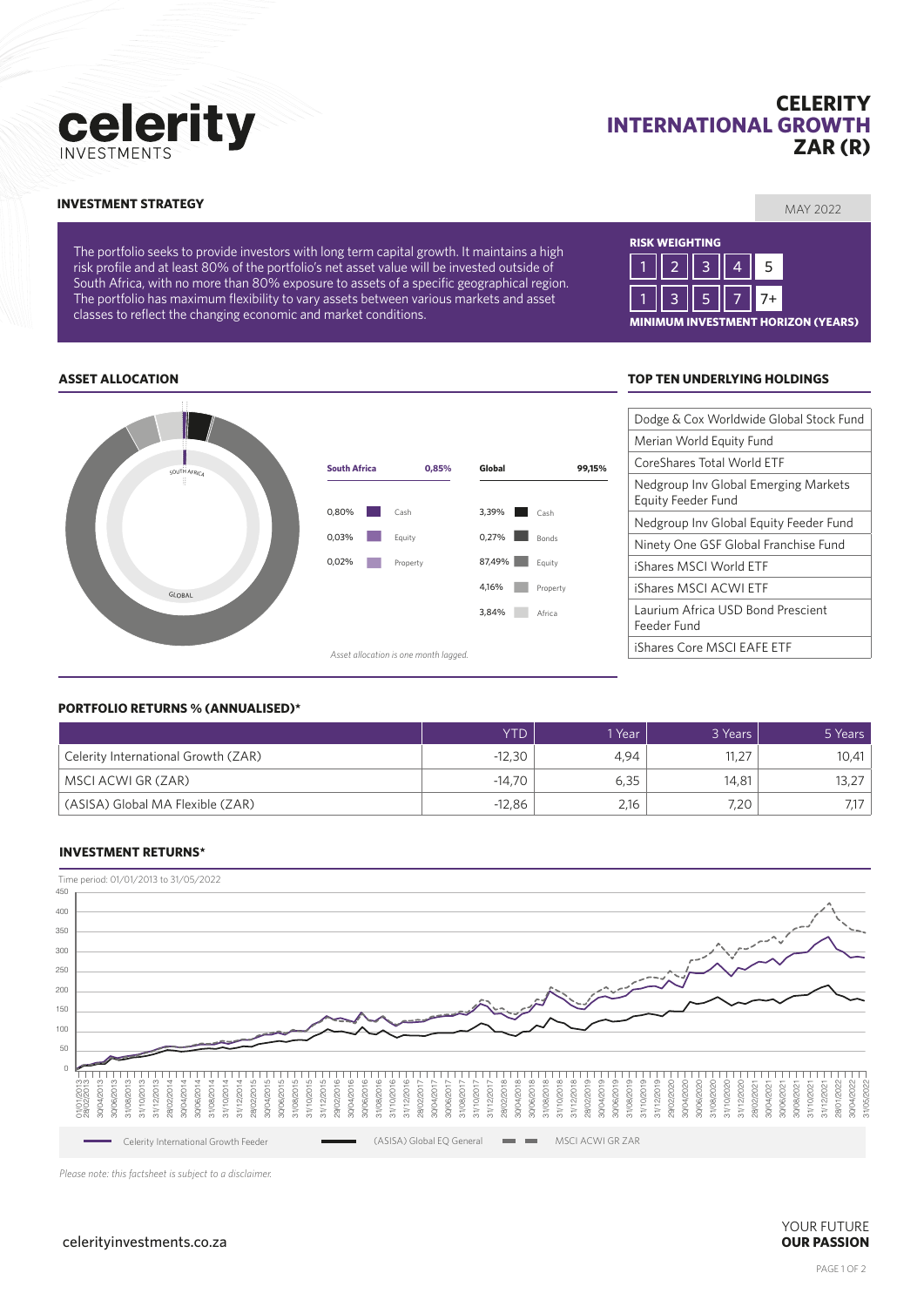# celerity INVESTMENTS

# CELERITY INTERNATIONAL GROWTH ZAR (R)

MAY 2022

## INVESTMENT STRATEGY

The portfolio seeks to provide investors with long term capital growth. It maintains a high risk profile and at least 80% of the portfolio's net asset value will be invested outside of South Africa, with no more than 80% exposure to assets of a specific geographical region. The portfolio has maximum flexibility to vary assets between various markets and asset classes to reflect the changing economic and market conditions.

**RISK WEIGHTING**

| 1 | 2 | 3 | 4 | 5 |
|---|---|---|---|---|
| 1 | 3 | 5 | 7 | 7+ |

**MINIMUM INVESTMENT HORIZON (YEARS)**

## ASSET ALLOCATION

| South Africa | 0,85% |
|---|---|
| 0,80% | Cash |
| 0,03% | Equity |
| 0,02% | Property |

| Global | 99,15% |
|---|---|
| 3,39% | Cash |
| 0,27% | Bonds |
| 87,49% | Equity |
| 4,16% | Property |
| 3,84% | Africa |

*Asset allocation is one month lagged.*

## TOP TEN UNDERLYING HOLDINGS

- Dodge & Cox Worldwide Global Stock Fund
- Merian World Equity Fund
- CoreShares Total World ETF
- Nedgroup Inv Global Emerging Markets Equity Feeder Fund
- Nedgroup Inv Global Equity Feeder Fund
- Ninety One GSF Global Franchise Fund
- iShares MSCI World ETF
- iShares MSCI ACWI ETF
- Laurium Africa USD Bond Prescient Feeder Fund
- iShares Core MSCI EAFE ETF

## PORTFOLIO RETURNS % (ANNUALISED)*

| | YTD | 1 Year | 3 Years | 5 Years |
|---|---|---|---|---|
| Celerity International Growth (ZAR) | -12,30 | 4,94 | 11,27 | 10,41 |
| MSCI ACWI GR (ZAR) | -14,70 | 6,35 | 14,81 | 13,27 |
| (ASISA) Global MA Flexible (ZAR) | -12,86 | 2,16 | 7,20 | 7,17 |

## INVESTMENT RETURNS*

Time period: 01/01/2013 to 31/05/2022

Legend: Celerity International Growth Feeder; (ASISA) Global EQ General; MSCI ACWI GR ZAR

*Please note: this factsheet is subject to a disclaimer.*

celerityinvestments.co.za

YOUR FUTURE **OUR PASSION**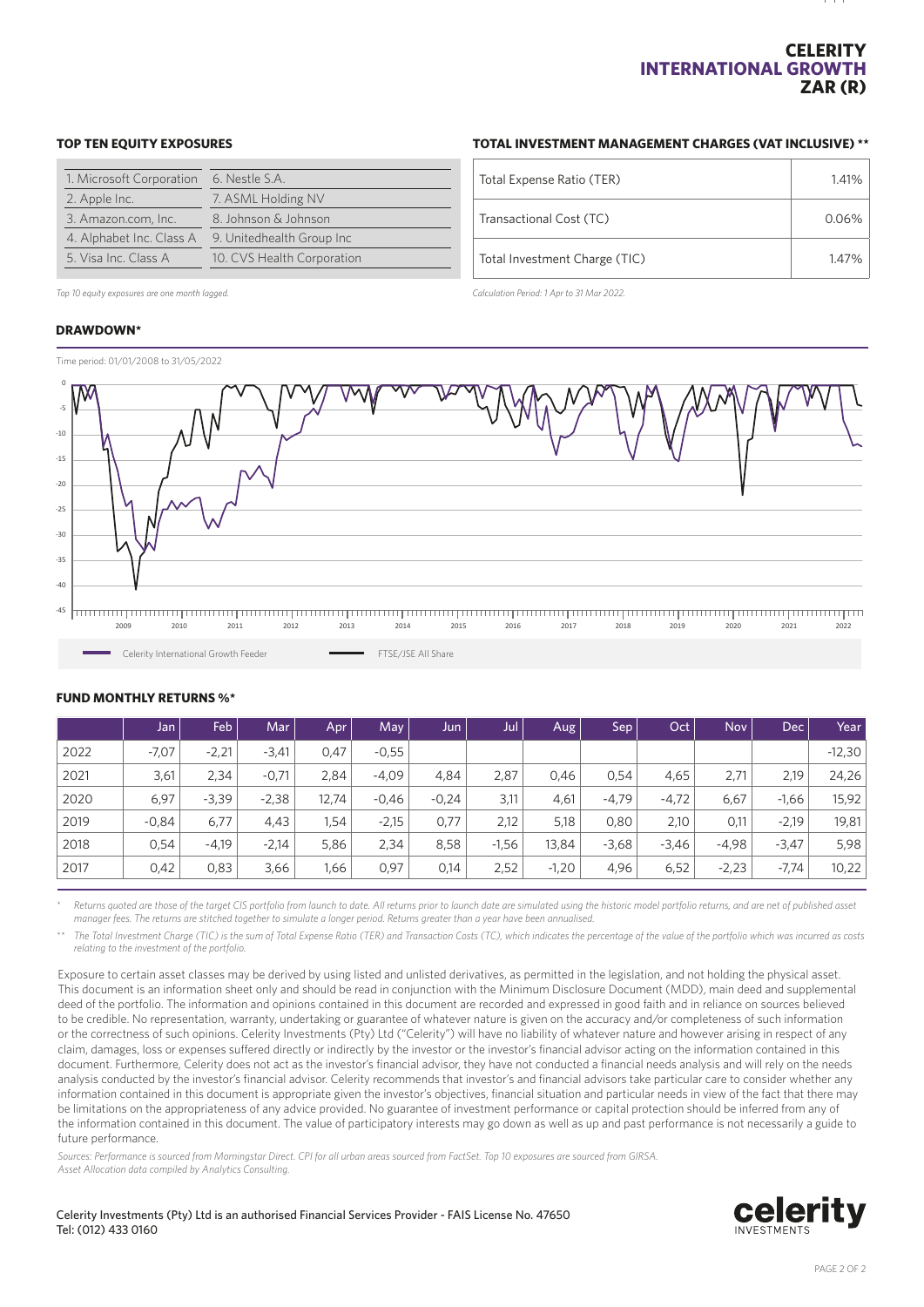# CELERITY INTERNATIONAL GROWTH ZAR (R)

## TOP TEN EQUITY EXPOSURES

| | |
|---|---|
| 1. Microsoft Corporation | 6. Nestle S.A. |
| 2. Apple Inc. | 7. ASML Holding NV |
| 3. Amazon.com, Inc. | 8. Johnson & Johnson |
| 4. Alphabet Inc. Class A | 9. Unitedhealth Group Inc |
| 5. Visa Inc. Class A | 10. CVS Health Corporation |

*Top 10 equity exposures are one month lagged.*

## TOTAL INVESTMENT MANAGEMENT CHARGES (VAT INCLUSIVE) **

| | |
|---|---|
| Total Expense Ratio (TER) | 1.41% |
| Transactional Cost (TC) | 0.06% |
| Total Investment Charge (TIC) | 1.47% |

*Calculation Period: 1 Apr to 31 Mar 2022.*

## DRAWDOWN*

Time period: 01/01/2008 to 31/05/2022

0
-5
-10
-15
-20
-25
-30
-35
-40
-45

2009 2010 2011 2012 2013 2014 2015 2016 2017 2018 2019 2020 2021 2022

Celerity International Growth Feeder
FTSE/JSE All Share

## FUND MONTHLY RETURNS %*

| | Jan | Feb | Mar | Apr | May | Jun | Jul | Aug | Sep | Oct | Nov | Dec | Year |
|---|---|---|---|---|---|---|---|---|---|---|---|---|---|
| 2022 | -7,07 | -2,21 | -3,41 | 0,47 | -0,55 | | | | | | | | -12,30 |
| 2021 | 3,61 | 2,34 | -0,71 | 2,84 | -4,09 | 4,84 | 2,87 | 0,46 | 0,54 | 4,65 | 2,71 | 2,19 | 24,26 |
| 2020 | 6,97 | -3,39 | -2,38 | 12,74 | -0,46 | -0,24 | 3,11 | 4,61 | -4,79 | -4,72 | 6,67 | -1,66 | 15,92 |
| 2019 | -0,84 | 6,77 | 4,43 | 1,54 | -2,15 | 0,77 | 2,12 | 5,18 | 0,80 | 2,10 | 0,11 | -2,19 | 19,81 |
| 2018 | 0,54 | -4,19 | -2,14 | 5,86 | 2,34 | 8,58 | -1,56 | 13,84 | -3,68 | -3,46 | -4,98 | -3,47 | 5,98 |
| 2017 | 0,42 | 0,83 | 3,66 | 1,66 | 0,97 | 0,14 | 2,52 | -1,20 | 4,96 | 6,52 | -2,23 | -7,74 | 10,22 |

\* *Returns quoted are those of the target CIS portfolio from launch to date. All returns prior to launch date are simulated using the historic model portfolio returns, and are net of published asset manager fees. The returns are stitched together to simulate a longer period. Returns greater than a year have been annualised.*

\*\* *The Total Investment Charge (TIC) is the sum of Total Expense Ratio (TER) and Transaction Costs (TC), which indicates the percentage of the value of the portfolio which was incurred as costs relating to the investment of the portfolio.*

Exposure to certain asset classes may be derived by using listed and unlisted derivatives, as permitted in the legislation, and not holding the physical asset. This document is an information sheet only and should be read in conjunction with the Minimum Disclosure Document (MDD), main deed and supplemental deed of the portfolio. The information and opinions contained in this document are recorded and expressed in good faith and in reliance on sources believed to be credible. No representation, warranty, undertaking or guarantee of whatever nature is given on the accuracy and/or completeness of such information or the correctness of such opinions. Celerity Investments (Pty) Ltd ("Celerity") will have no liability of whatever nature and however arising in respect of any claim, damages, loss or expenses suffered directly or indirectly by the investor or the investor's financial advisor acting on the information contained in this document. Furthermore, Celerity does not act as the investor's financial advisor, they have not conducted a financial needs analysis and will rely on the needs analysis conducted by the investor's financial advisor. Celerity recommends that investor's and financial advisors take particular care to consider whether any information contained in this document is appropriate given the investor's objectives, financial situation and particular needs in view of the fact that there may be limitations on the appropriateness of any advice provided. No guarantee of investment performance or capital protection should be inferred from any of the information contained in this document. The value of participatory interests may go down as well as up and past performance is not necessarily a guide to future performance.

*Sources: Performance is sourced from Morningstar Direct. CPI for all urban areas sourced from FactSet. Top 10 exposures are sourced from GIRSA. Asset Allocation data compiled by Analytics Consulting.*

Celerity Investments (Pty) Ltd is an authorised Financial Services Provider - FAIS License No. 47650
Tel: (012) 433 0160

celerity INVESTMENTS